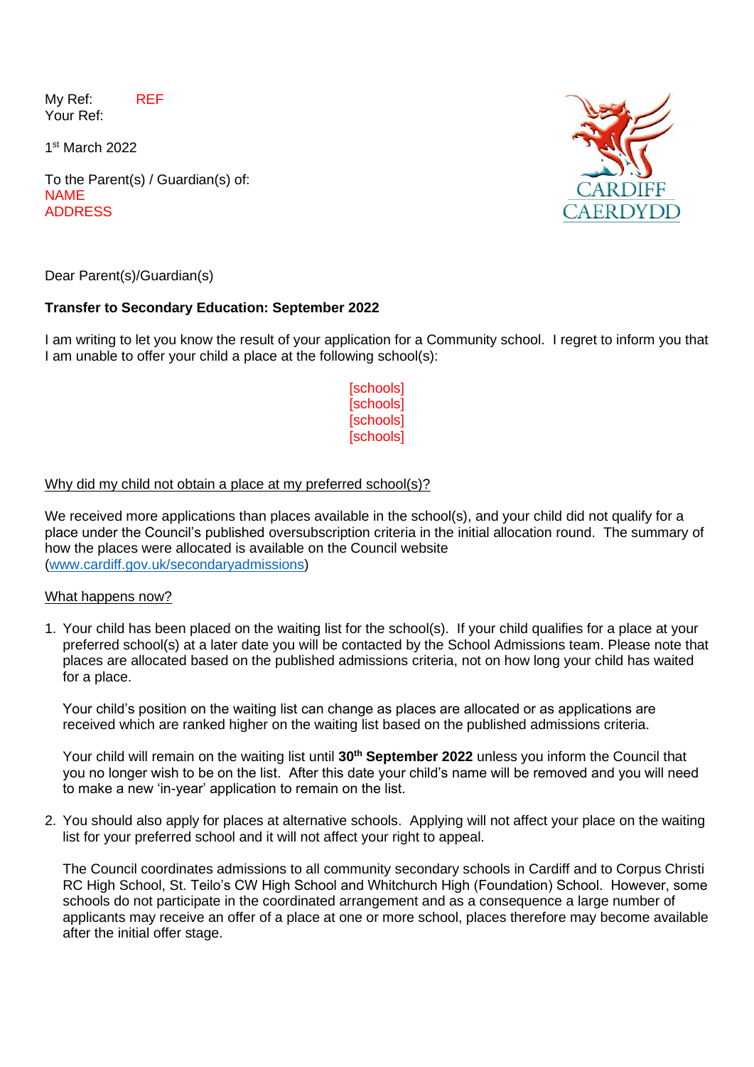My Ref: REF
Your Ref:

1st March 2022

To the Parent(s) / Guardian(s) of:
NAME
ADDRESS

CARDIFF
CAERDYDD

Dear Parent(s)/Guardian(s)

**Transfer to Secondary Education: September 2022**

I am writing to let you know the result of your application for a Community school. I regret to inform you that I am unable to offer your child a place at the following school(s):

[schools]
[schools]
[schools]
[schools]

Why did my child not obtain a place at my preferred school(s)?

We received more applications than places available in the school(s), and your child did not qualify for a place under the Council's published oversubscription criteria in the initial allocation round. The summary of how the places were allocated is available on the Council website (www.cardiff.gov.uk/secondaryadmissions)

What happens now?

1. Your child has been placed on the waiting list for the school(s). If your child qualifies for a place at your preferred school(s) at a later date you will be contacted by the School Admissions team. Please note that places are allocated based on the published admissions criteria, not on how long your child has waited for a place.

   Your child's position on the waiting list can change as places are allocated or as applications are received which are ranked higher on the waiting list based on the published admissions criteria.

   Your child will remain on the waiting list until **30th September 2022** unless you inform the Council that you no longer wish to be on the list. After this date your child's name will be removed and you will need to make a new 'in-year' application to remain on the list.

2. You should also apply for places at alternative schools. Applying will not affect your place on the waiting list for your preferred school and it will not affect your right to appeal.

   The Council coordinates admissions to all community secondary schools in Cardiff and to Corpus Christi RC High School, St. Teilo's CW High School and Whitchurch High (Foundation) School. However, some schools do not participate in the coordinated arrangement and as a consequence a large number of applicants may receive an offer of a place at one or more school, places therefore may become available after the initial offer stage.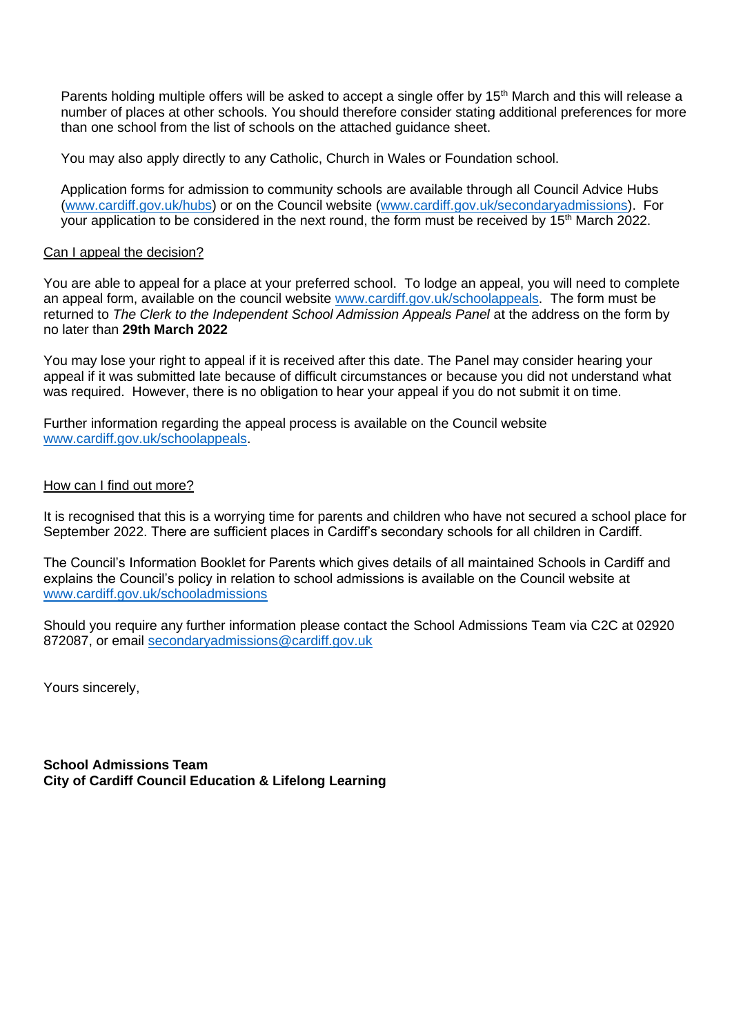Parents holding multiple offers will be asked to accept a single offer by 15th March and this will release a number of places at other schools. You should therefore consider stating additional preferences for more than one school from the list of schools on the attached guidance sheet.

You may also apply directly to any Catholic, Church in Wales or Foundation school.

Application forms for admission to community schools are available through all Council Advice Hubs (www.cardiff.gov.uk/hubs) or on the Council website (www.cardiff.gov.uk/secondaryadmissions). For your application to be considered in the next round, the form must be received by 15th March 2022.

Can I appeal the decision?

You are able to appeal for a place at your preferred school. To lodge an appeal, you will need to complete an appeal form, available on the council website www.cardiff.gov.uk/schoolappeals. The form must be returned to *The Clerk to the Independent School Admission Appeals Panel* at the address on the form by no later than **29th March 2022**

You may lose your right to appeal if it is received after this date. The Panel may consider hearing your appeal if it was submitted late because of difficult circumstances or because you did not understand what was required. However, there is no obligation to hear your appeal if you do not submit it on time.

Further information regarding the appeal process is available on the Council website www.cardiff.gov.uk/schoolappeals.

How can I find out more?

It is recognised that this is a worrying time for parents and children who have not secured a school place for September 2022. There are sufficient places in Cardiff's secondary schools for all children in Cardiff.

The Council's Information Booklet for Parents which gives details of all maintained Schools in Cardiff and explains the Council's policy in relation to school admissions is available on the Council website at www.cardiff.gov.uk/schooladmissions

Should you require any further information please contact the School Admissions Team via C2C at 02920 872087, or email secondaryadmissions@cardiff.gov.uk

Yours sincerely,

**School Admissions Team**
**City of Cardiff Council Education & Lifelong Learning**